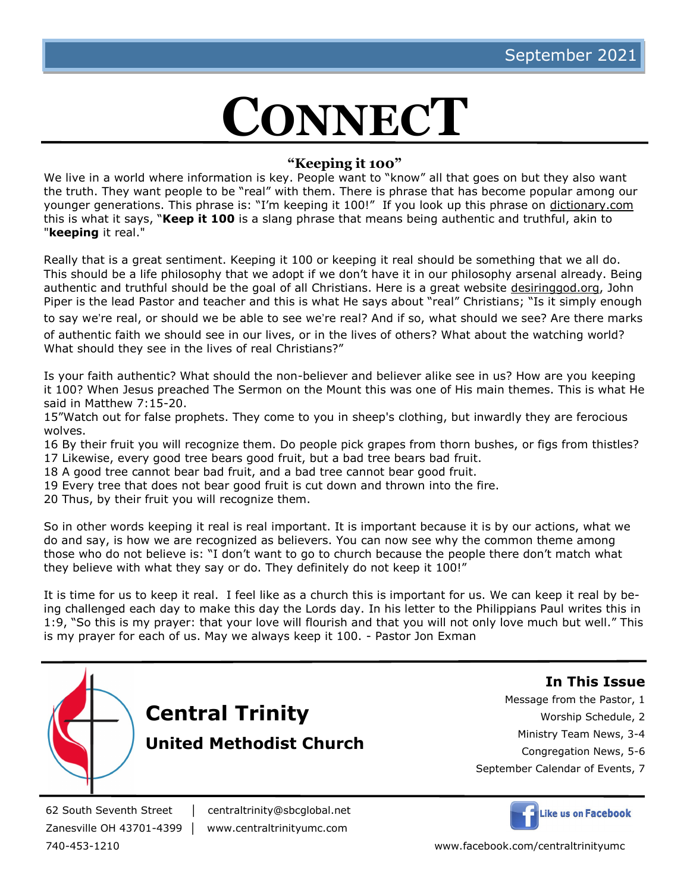September 2021

# CONNECT

## "Keeping it 100"

We live in a world where information is key. People want to "know" all that goes on but they also want the truth. They want people to be "real" with them. There is phrase that has become popular among our younger generations. This phrase is: "I'm keeping it 100!" If you look up this phrase on dictionary.com this is what it says, "**Keep it 100** is a slang phrase that means being authentic and truthful, akin to "**keeping** it real."

Really that is a great sentiment. Keeping it 100 or keeping it real should be something that we all do. This should be a life philosophy that we adopt if we don't have it in our philosophy arsenal already. Being authentic and truthful should be the goal of all Christians. Here is a great website desiringgod.org, John Piper is the lead Pastor and teacher and this is what He says about "real" Christians; "Is it simply enough to say we're real, or should we be able to see we're real? And if so, what should we see? Are there marks of authentic faith we should see in our lives, or in the lives of others? What about the watching world? What should they see in the lives of real Christians?"

Is your faith authentic? What should the non-believer and believer alike see in us? How are you keeping it 100? When Jesus preached The Sermon on the Mount this was one of His main themes. This is what He said in Matthew 7:15-20.

15"Watch out for false prophets. They come to you in sheep's clothing, but inwardly they are ferocious wolves.
16 By their fruit you will recognize them. Do people pick grapes from thorn bushes, or figs from thistles?
17 Likewise, every good tree bears good fruit, but a bad tree bears bad fruit.
18 A good tree cannot bear bad fruit, and a bad tree cannot bear good fruit.
19 Every tree that does not bear good fruit is cut down and thrown into the fire.
20 Thus, by their fruit you will recognize them.

So in other words keeping it real is real important. It is important because it is by our actions, what we do and say, is how we are recognized as believers. You can now see why the common theme among those who do not believe is: "I don't want to go to church because the people there don't match what they believe with what they say or do. They definitely do not keep it 100!"

It is time for us to keep it real. I feel like as a church this is important for us. We can keep it real by being challenged each day to make this day the Lords day. In his letter to the Philippians Paul writes this in 1:9, "So this is my prayer: that your love will flourish and that you will not only love much but well." This is my prayer for each of us. May we always keep it 100. - Pastor Jon Exman

## Central Trinity
### United Methodist Church

### In This Issue

Message from the Pastor, 1
Worship Schedule, 2
Ministry Team News, 3-4
Congregation News, 5-6
September Calendar of Events, 7

62 South Seventh Street | centraltrinity@sbcglobal.net
Zanesville OH 43701-4399 | www.centraltrinityumc.com
740-453-1210

Like us on Facebook
www.facebook.com/centraltrinityumc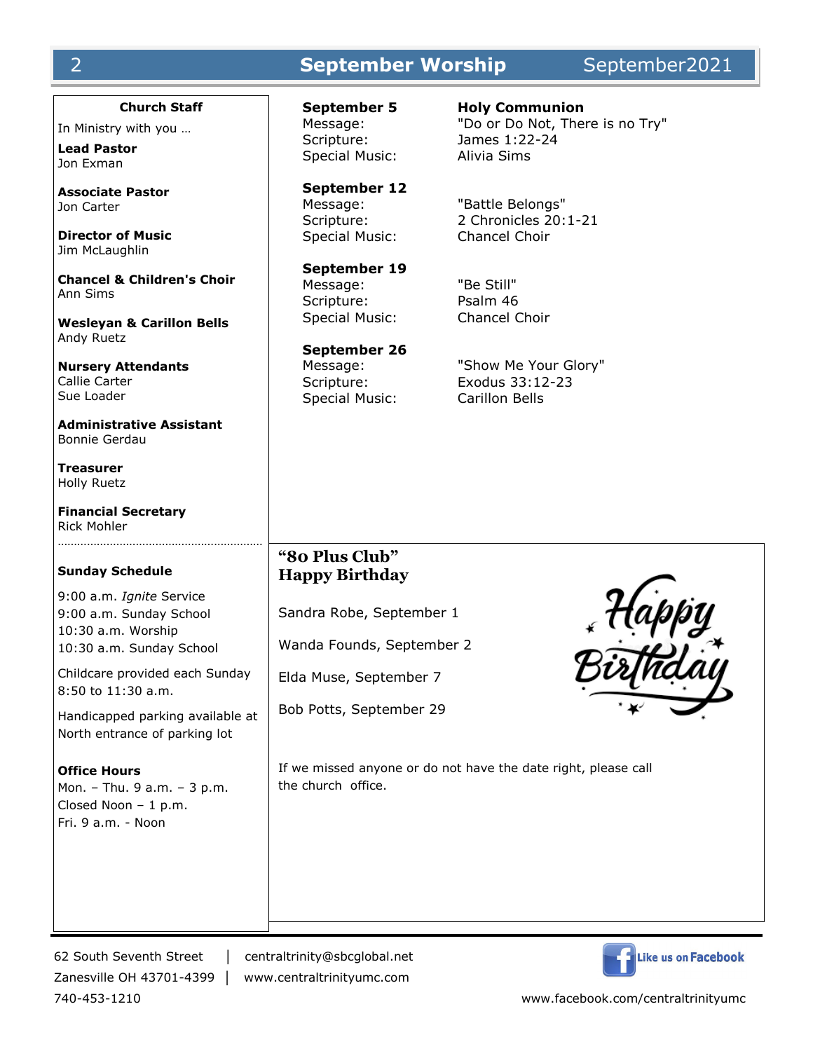# September Worship

## Church Staff

In Ministry with you …

**Lead Pastor**
Jon Exman

**Associate Pastor**
Jon Carter

**Director of Music**
Jim McLaughlin

**Chancel & Children's Choir**
Ann Sims

**Wesleyan & Carillon Bells**
Andy Ruetz

**Nursery Attendants**
Callie Carter
Sue Loader

**Administrative Assistant**
Bonnie Gerdau

**Treasurer**
Holly Ruetz

**Financial Secretary**
Rick Mohler

**Sunday Schedule**

9:00 a.m. *Ignite* Service
9:00 a.m. Sunday School
10:30 a.m. Worship
10:30 a.m. Sunday School

Childcare provided each Sunday 8:50 to 11:30 a.m.

Handicapped parking available at North entrance of parking lot

**Office Hours**
Mon. – Thu. 9 a.m. – 3 p.m.
Closed Noon – 1 p.m.
Fri. 9 a.m. - Noon

---

**September 5** — **Holy Communion**
Message: "Do or Do Not, There is no Try"
Scripture: James 1:22-24
Special Music: Alivia Sims

**September 12**
Message: "Battle Belongs"
Scripture: 2 Chronicles 20:1-21
Special Music: Chancel Choir

**September 19**
Message: "Be Still"
Scripture: Psalm 46
Special Music: Chancel Choir

**September 26**
Message: "Show Me Your Glory"
Scripture: Exodus 33:12-23
Special Music: Carillon Bells

## "80 Plus Club" Happy Birthday

Sandra Robe, September 1

Wanda Founds, September 2

Elda Muse, September 7

Bob Potts, September 29

Happy Birthday

If we missed anyone or do not have the date right, please call the church office.

---

62 South Seventh Street | centraltrinity@sbcglobal.net
Zanesville OH 43701-4399 | www.centraltrinityumc.com
740-453-1210

Like us on Facebook
www.facebook.com/centraltrinityumc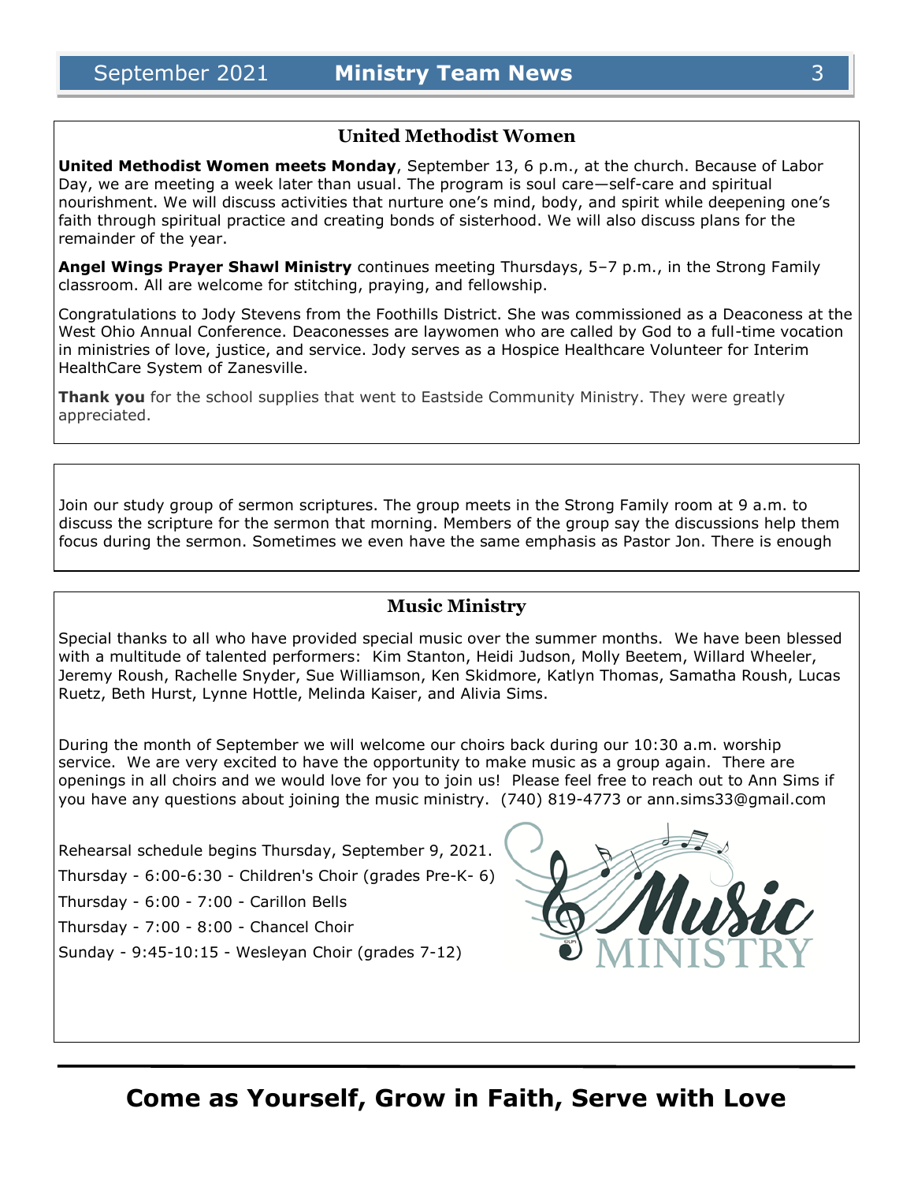## United Methodist Women

**United Methodist Women meets Monday**, September 13, 6 p.m., at the church. Because of Labor Day, we are meeting a week later than usual. The program is soul care—self-care and spiritual nourishment. We will discuss activities that nurture one's mind, body, and spirit while deepening one's faith through spiritual practice and creating bonds of sisterhood. We will also discuss plans for the remainder of the year.

**Angel Wings Prayer Shawl Ministry** continues meeting Thursdays, 5–7 p.m., in the Strong Family classroom. All are welcome for stitching, praying, and fellowship.

Congratulations to Jody Stevens from the Foothills District. She was commissioned as a Deaconess at the West Ohio Annual Conference. Deaconesses are laywomen who are called by God to a full-time vocation in ministries of love, justice, and service. Jody serves as a Hospice Healthcare Volunteer for Interim HealthCare System of Zanesville.

**Thank you** for the school supplies that went to Eastside Community Ministry. They were greatly appreciated.

Join our study group of sermon scriptures. The group meets in the Strong Family room at 9 a.m. to discuss the scripture for the sermon that morning. Members of the group say the discussions help them focus during the sermon. Sometimes we even have the same emphasis as Pastor Jon. There is enough

## Music Ministry

Special thanks to all who have provided special music over the summer months. We have been blessed with a multitude of talented performers: Kim Stanton, Heidi Judson, Molly Beetem, Willard Wheeler, Jeremy Roush, Rachelle Snyder, Sue Williamson, Ken Skidmore, Katlyn Thomas, Samatha Roush, Lucas Ruetz, Beth Hurst, Lynne Hottle, Melinda Kaiser, and Alivia Sims.

During the month of September we will welcome our choirs back during our 10:30 a.m. worship service. We are very excited to have the opportunity to make music as a group again. There are openings in all choirs and we would love for you to join us! Please feel free to reach out to Ann Sims if you have any questions about joining the music ministry. (740) 819-4773 or ann.sims33@gmail.com

Rehearsal schedule begins Thursday, September 9, 2021.

Thursday - 6:00-6:30 - Children's Choir (grades Pre-K- 6)

Thursday - 6:00 - 7:00 - Carillon Bells

Thursday - 7:00 - 8:00 - Chancel Choir

Sunday - 9:45-10:15 - Wesleyan Choir (grades 7-12)

Music MINISTRY

**Come as Yourself, Grow in Faith, Serve with Love**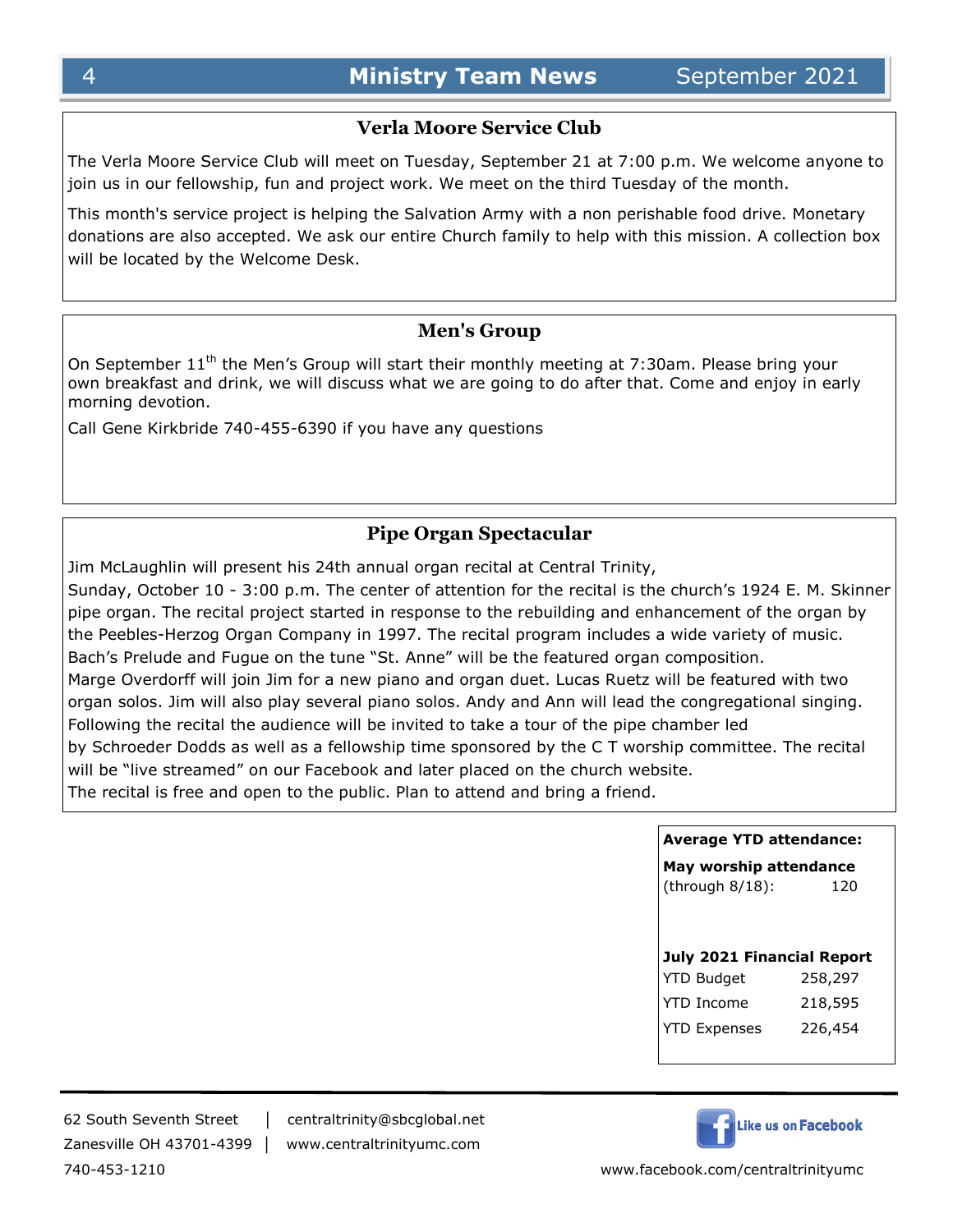## Verla Moore Service Club

The Verla Moore Service Club will meet on Tuesday, September 21 at 7:00 p.m. We welcome anyone to join us in our fellowship, fun and project work. We meet on the third Tuesday of the month.

This month's service project is helping the Salvation Army with a non perishable food drive. Monetary donations are also accepted. We ask our entire Church family to help with this mission. A collection box will be located by the Welcome Desk.

## Men's Group

On September 11th the Men's Group will start their monthly meeting at 7:30am. Please bring your own breakfast and drink, we will discuss what we are going to do after that. Come and enjoy in early morning devotion.

Call Gene Kirkbride 740-455-6390 if you have any questions

## Pipe Organ Spectacular

Jim McLaughlin will present his 24th annual organ recital at Central Trinity, Sunday, October 10 - 3:00 p.m. The center of attention for the recital is the church's 1924 E. M. Skinner pipe organ. The recital project started in response to the rebuilding and enhancement of the organ by the Peebles-Herzog Organ Company in 1997. The recital program includes a wide variety of music. Bach's Prelude and Fugue on the tune "St. Anne" will be the featured organ composition. Marge Overdorff will join Jim for a new piano and organ duet. Lucas Ruetz will be featured with two organ solos. Jim will also play several piano solos. Andy and Ann will lead the congregational singing. Following the recital the audience will be invited to take a tour of the pipe chamber led by Schroeder Dodds as well as a fellowship time sponsored by the C T worship committee. The recital will be "live streamed" on our Facebook and later placed on the church website.
The recital is free and open to the public. Plan to attend and bring a friend.

**Average YTD attendance:**

**May worship attendance**
(through 8/18): 120

**July 2021 Financial Report**

| | |
|---|---|
| YTD Budget | 258,297 |
| YTD Income | 218,595 |
| YTD Expenses | 226,454 |

62 South Seventh Street | centraltrinity@sbcglobal.net
Zanesville OH 43701-4399 | www.centraltrinityumc.com
740-453-1210

Like us on Facebook
www.facebook.com/centraltrinityumc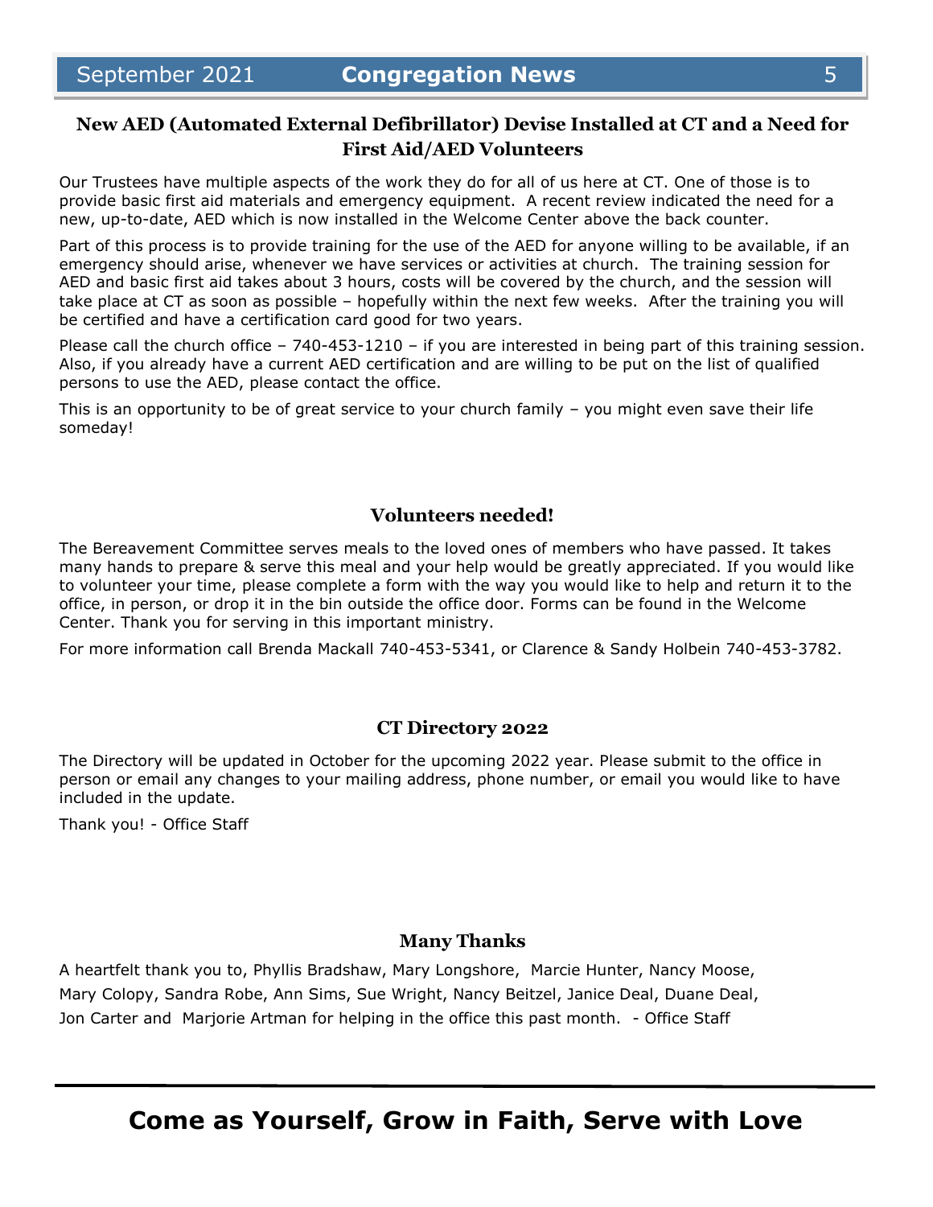## New AED (Automated External Defibrillator) Devise Installed at CT and a Need for First Aid/AED Volunteers

Our Trustees have multiple aspects of the work they do for all of us here at CT. One of those is to provide basic first aid materials and emergency equipment. A recent review indicated the need for a new, up-to-date, AED which is now installed in the Welcome Center above the back counter.

Part of this process is to provide training for the use of the AED for anyone willing to be available, if an emergency should arise, whenever we have services or activities at church. The training session for AED and basic first aid takes about 3 hours, costs will be covered by the church, and the session will take place at CT as soon as possible – hopefully within the next few weeks. After the training you will be certified and have a certification card good for two years.

Please call the church office – 740-453-1210 – if you are interested in being part of this training session. Also, if you already have a current AED certification and are willing to be put on the list of qualified persons to use the AED, please contact the office.

This is an opportunity to be of great service to your church family – you might even save their life someday!

## Volunteers needed!

The Bereavement Committee serves meals to the loved ones of members who have passed. It takes many hands to prepare & serve this meal and your help would be greatly appreciated. If you would like to volunteer your time, please complete a form with the way you would like to help and return it to the office, in person, or drop it in the bin outside the office door. Forms can be found in the Welcome Center. Thank you for serving in this important ministry.

For more information call Brenda Mackall 740-453-5341, or Clarence & Sandy Holbein 740-453-3782.

## CT Directory 2022

The Directory will be updated in October for the upcoming 2022 year. Please submit to the office in person or email any changes to your mailing address, phone number, or email you would like to have included in the update.

Thank you! - Office Staff

## Many Thanks

A heartfelt thank you to, Phyllis Bradshaw, Mary Longshore, Marcie Hunter, Nancy Moose, Mary Colopy, Sandra Robe, Ann Sims, Sue Wright, Nancy Beitzel, Janice Deal, Duane Deal, Jon Carter and Marjorie Artman for helping in the office this past month. - Office Staff

**Come as Yourself, Grow in Faith, Serve with Love**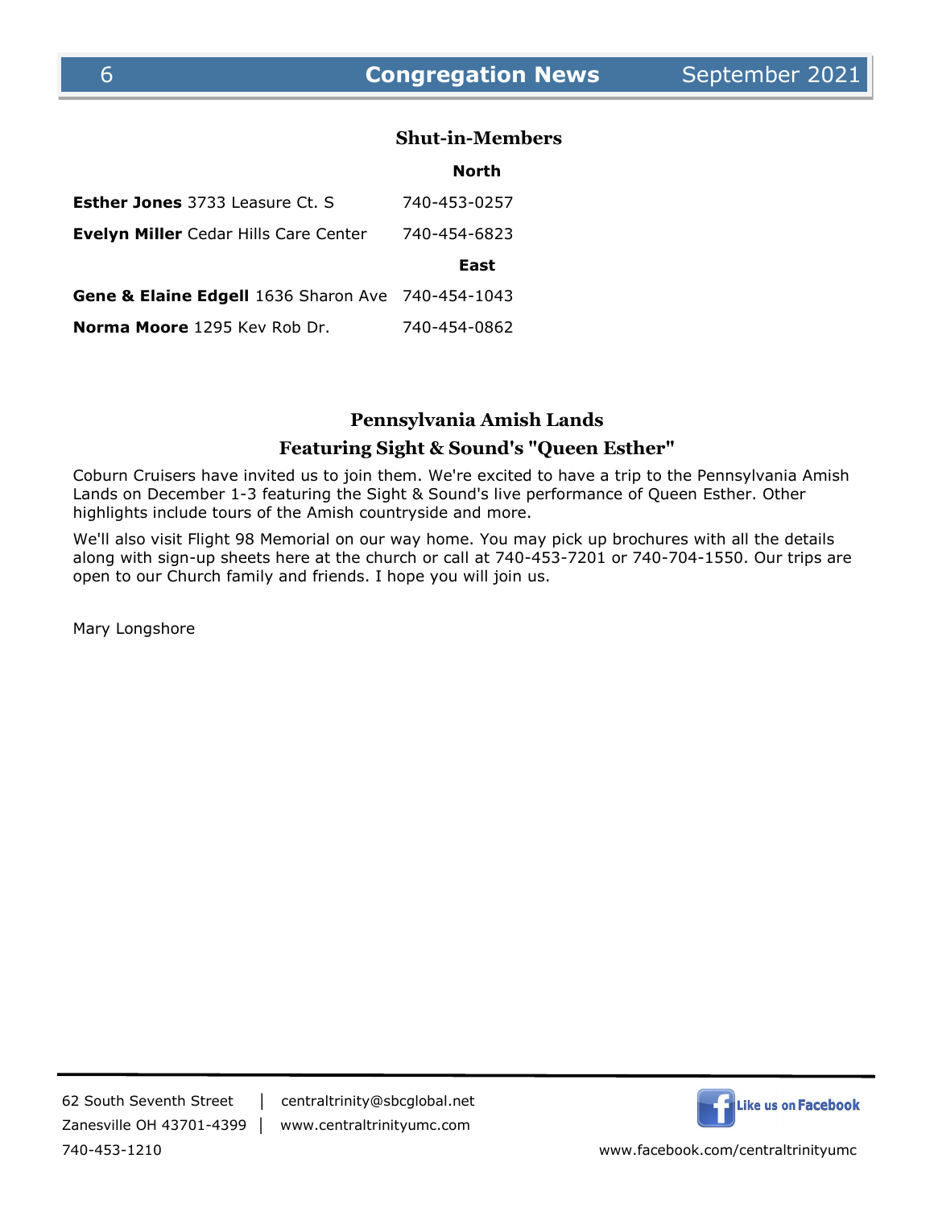## Shut-in-Members

| | |
|---|---|
| **North** | |
| **Esther Jones** 3733 Leasure Ct. S | 740-453-0257 |
| **Evelyn Miller** Cedar Hills Care Center | 740-454-6823 |
| **East** | |
| **Gene & Elaine Edgell** 1636 Sharon Ave | 740-454-1043 |
| **Norma Moore** 1295 Kev Rob Dr. | 740-454-0862 |

## Pennsylvania Amish Lands

### Featuring Sight & Sound's "Queen Esther"

Coburn Cruisers have invited us to join them. We're excited to have a trip to the Pennsylvania Amish Lands on December 1-3 featuring the Sight & Sound's live performance of Queen Esther. Other highlights include tours of the Amish countryside and more.

We'll also visit Flight 98 Memorial on our way home. You may pick up brochures with all the details along with sign-up sheets here at the church or call at 740-453-7201 or 740-704-1550. Our trips are open to our Church family and friends. I hope you will join us.

Mary Longshore

62 South Seventh Street | centraltrinity@sbcglobal.net
Zanesville OH 43701-4399 | www.centraltrinityumc.com
740-453-1210

Like us on Facebook
www.facebook.com/centraltrinityumc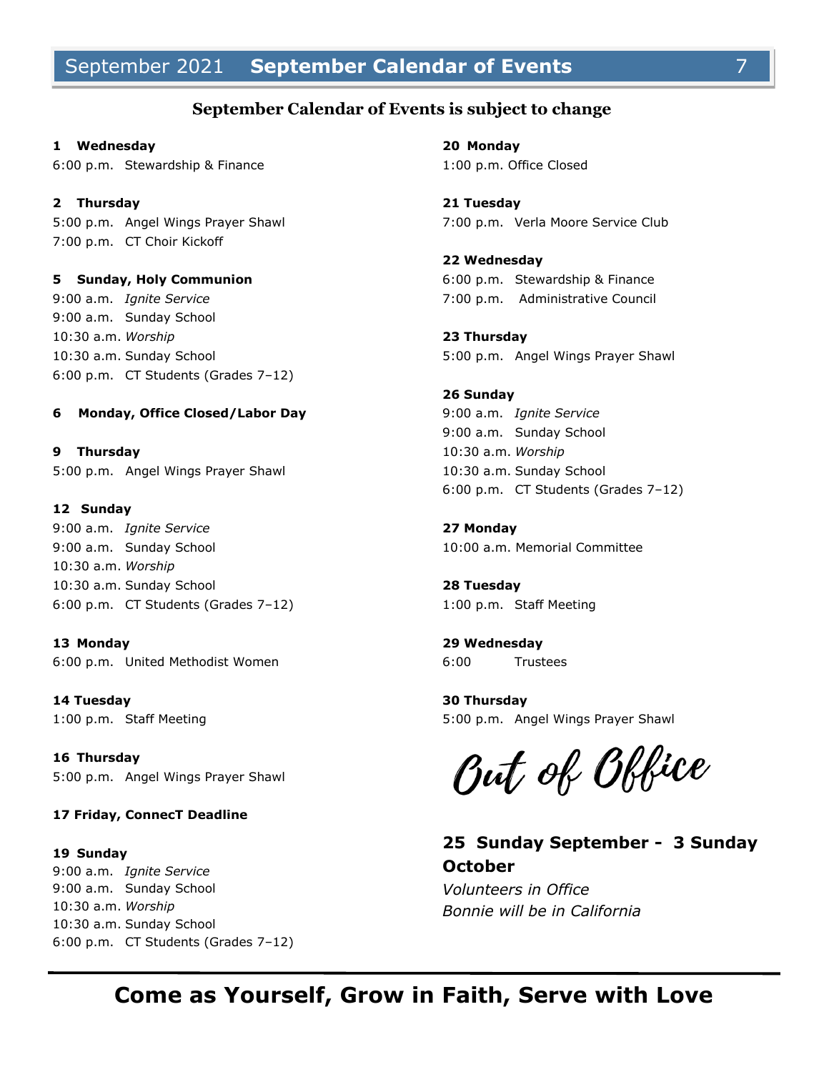# September Calendar of Events

**September Calendar of Events is subject to change**

**1 Wednesday**
6:00 p.m. Stewardship & Finance

**2 Thursday**
5:00 p.m. Angel Wings Prayer Shawl
7:00 p.m. CT Choir Kickoff

**5 Sunday, Holy Communion**
9:00 a.m. *Ignite Service*
9:00 a.m. Sunday School
10:30 a.m. *Worship*
10:30 a.m. Sunday School
6:00 p.m. CT Students (Grades 7–12)

**6 Monday, Office Closed/Labor Day**

**9 Thursday**
5:00 p.m. Angel Wings Prayer Shawl

**12 Sunday**
9:00 a.m. *Ignite Service*
9:00 a.m. Sunday School
10:30 a.m. *Worship*
10:30 a.m. Sunday School
6:00 p.m. CT Students (Grades 7–12)

**13 Monday**
6:00 p.m. United Methodist Women

**14 Tuesday**
1:00 p.m. Staff Meeting

**16 Thursday**
5:00 p.m. Angel Wings Prayer Shawl

**17 Friday, ConnecT Deadline**

**19 Sunday**
9:00 a.m. *Ignite Service*
9:00 a.m. Sunday School
10:30 a.m. *Worship*
10:30 a.m. Sunday School
6:00 p.m. CT Students (Grades 7–12)

**20 Monday**
1:00 p.m. Office Closed

**21 Tuesday**
7:00 p.m. Verla Moore Service Club

**22 Wednesday**
6:00 p.m. Stewardship & Finance
7:00 p.m. Administrative Council

**23 Thursday**
5:00 p.m. Angel Wings Prayer Shawl

**26 Sunday**
9:00 a.m. *Ignite Service*
9:00 a.m. Sunday School
10:30 a.m. *Worship*
10:30 a.m. Sunday School
6:00 p.m. CT Students (Grades 7–12)

**27 Monday**
10:00 a.m. Memorial Committee

**28 Tuesday**
1:00 p.m. Staff Meeting

**29 Wednesday**
6:00 Trustees

**30 Thursday**
5:00 p.m. Angel Wings Prayer Shawl

## Out of Office

### 25 Sunday September - 3 Sunday October

*Volunteers in Office*
*Bonnie will be in California*

---

## Come as Yourself, Grow in Faith, Serve with Love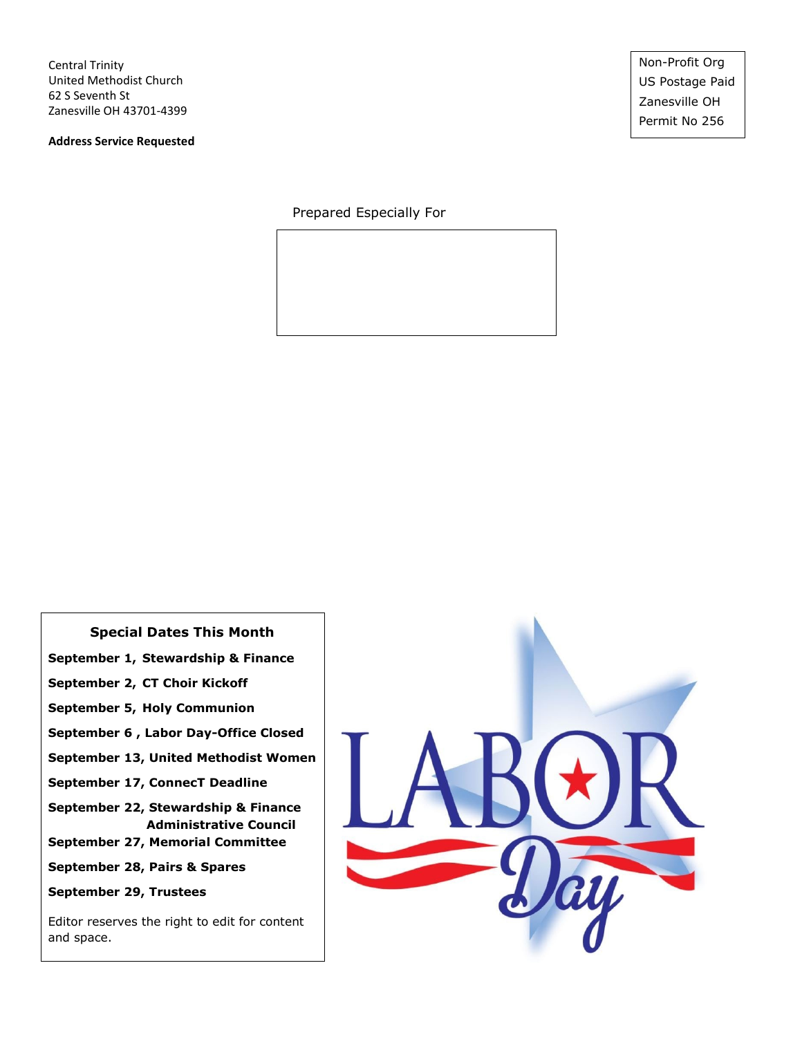Central Trinity
United Methodist Church
62 S Seventh St
Zanesville OH 43701-4399

**Address Service Requested**

Non-Profit Org
US Postage Paid
Zanesville OH
Permit No 256

Prepared Especially For

### Special Dates This Month

**September 1, Stewardship & Finance**

**September 2, CT Choir Kickoff**

**September 5, Holy Communion**

**September 6 , Labor Day-Office Closed**

**September 13, United Methodist Women**

**September 17, ConnecT Deadline**

**September 22, Stewardship & Finance**
**Administrative Council**

**September 27, Memorial Committee**

**September 28, Pairs & Spares**

**September 29, Trustees**

Editor reserves the right to edit for content and space.

LABOR Day